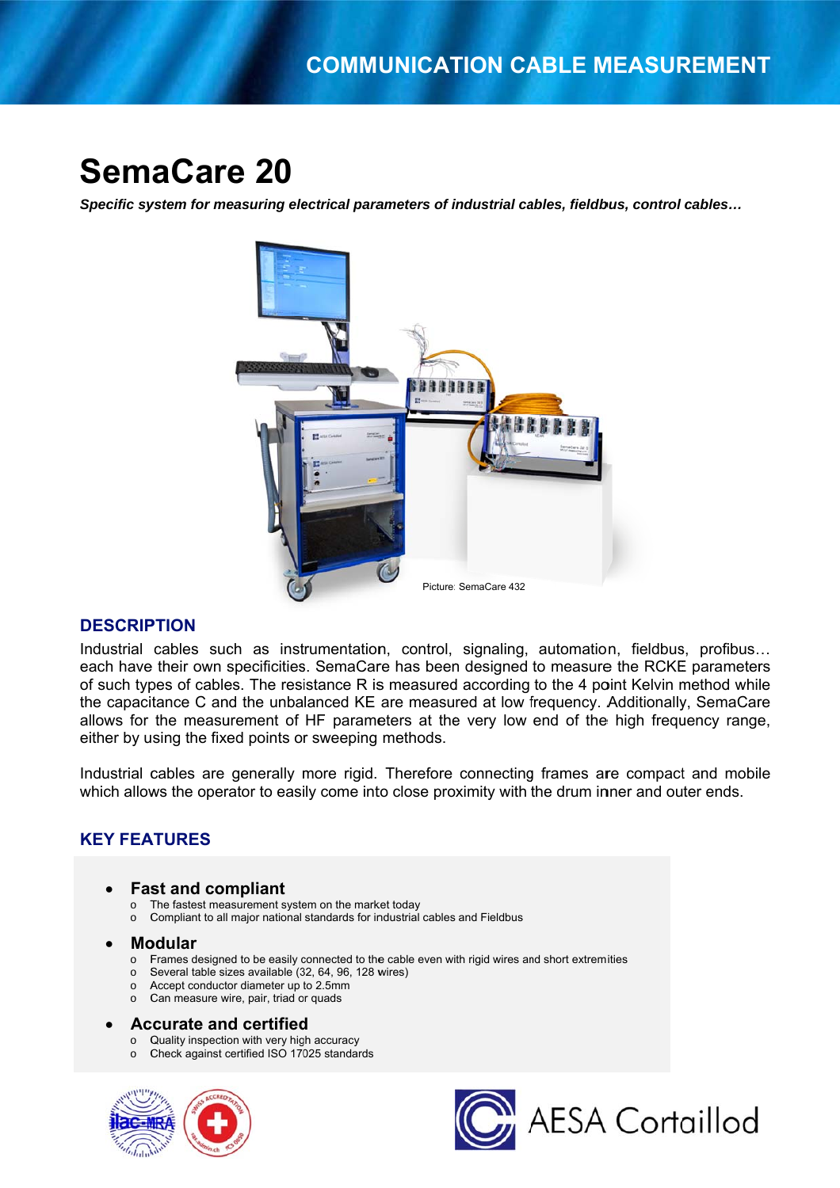COMMUNICATION CABLE MEASUREMENT

# SemaCare 20

***Specific system for measuring electrical parameters of industrial cables, fieldbus, control cables…***

Picture: SemaCare 432

## DESCRIPTION

Industrial cables such as instrumentation, control, signaling, automation, fieldbus, profibus… each have their own specificities. SemaCare has been designed to measure the RCKE parameters of such types of cables. The resistance R is measured according to the 4 point Kelvin method while the capacitance C and the unbalanced KE are measured at low frequency. Additionally, SemaCare allows for the measurement of HF parameters at the very low end of the high frequency range, either by using the fixed points or sweeping methods.

Industrial cables are generally more rigid. Therefore connecting frames are compact and mobile which allows the operator to easily come into close proximity with the drum inner and outer ends.

## KEY FEATURES

- **Fast and compliant**
  - The fastest measurement system on the market today
  - Compliant to all major national standards for industrial cables and Fieldbus
- **Modular**
  - Frames designed to be easily connected to the cable even with rigid wires and short extremities
  - Several table sizes available (32, 64, 96, 128 wires)
  - Accept conductor diameter up to 2.5mm
  - Can measure wire, pair, triad or quads
- **Accurate and certified**
  - Quality inspection with very high accuracy
  - Check against certified ISO 17025 standards

AESA Cortaillod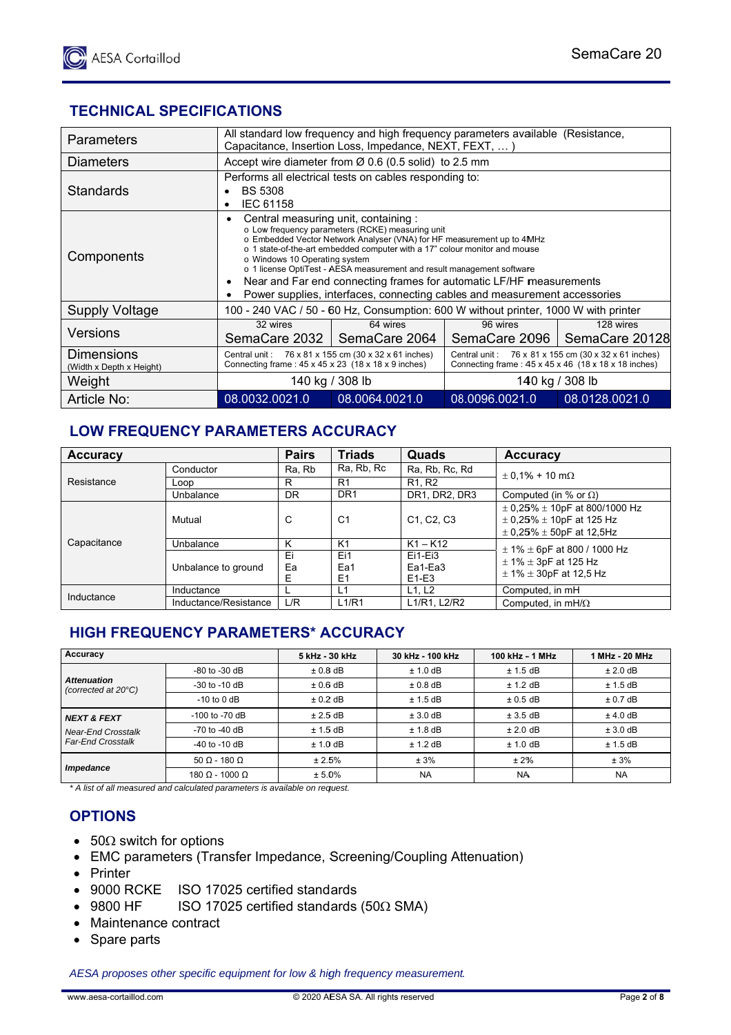# TECHNICAL SPECIFICATIONS

| | | | | |
|---|---|---|---|---|
| Parameters | All standard low frequency and high frequency parameters available (Resistance, Capacitance, Insertion Loss, Impedance, NEXT, FEXT, … ) | | | |
| Diameters | Accept wire diameter from Ø 0.6 (0.5 solid) to 2.5 mm | | | |
| Standards | Performs all electrical tests on cables responding to: <br>• BS 5308 <br>• IEC 61158 | | | |
| Components | • Central measuring unit, containing : <br>o Low frequency parameters (RCKE) measuring unit <br>o Embedded Vector Network Analyser (VNA) for HF measurement up to 4MHz <br>o 1 state-of-the-art embedded computer with a 17" colour monitor and mouse <br>o Windows 10 Operating system <br>o 1 license OptiTest - AESA measurement and result management software <br>• Near and Far end connecting frames for automatic LF/HF measurements <br>• Power supplies, interfaces, connecting cables and measurement accessories | | | |
| Supply Voltage | 100 - 240 VAC / 50 - 60 Hz, Consumption: 600 W without printer, 1000 W with printer | | | |
| Versions | 32 wires <br>SemaCare 2032 | 64 wires <br>SemaCare 2064 | 96 wires <br>SemaCare 2096 | 128 wires <br>SemaCare 20128 |
| Dimensions (Width x Depth x Height) | Central unit : 76 x 81 x 155 cm (30 x 32 x 61 inches) <br>Connecting frame : 45 x 45 x 23 (18 x 18 x 9 inches) | | Central unit : 76 x 81 x 155 cm (30 x 32 x 61 inches) <br>Connecting frame : 45 x 45 x 46 (18 x 18 x 18 inches) | |
| Weight | 140 kg / 308 lb | | 140 kg / 308 lb | |
| Article No: | 08.0032.0021.0 | 08.0064.0021.0 | 08.0096.0021.0 | 08.0128.0021.0 |

# LOW FREQUENCY PARAMETERS ACCURACY

| Accuracy | | Pairs | Triads | Quads | Accuracy |
|---|---|---|---|---|---|
| Resistance | Conductor | Ra, Rb | Ra, Rb, Rc | Ra, Rb, Rc, Rd | ± 0,1% + 10 mΩ |
| | Loop | R | R1 | R1, R2 | |
| | Unbalance | DR | DR1 | DR1, DR2, DR3 | Computed (in % or Ω) |
| Capacitance | Mutual | C | C1 | C1, C2, C3 | ± 0,25% ± 10pF at 800/1000 Hz <br>± 0,25% ± 10pF at 125 Hz <br>± 0,25% ± 50pF at 12,5Hz |
| | Unbalance | K | K1 | K1 – K12 | ± 1% ± 6pF at 800 / 1000 Hz <br>± 1% ± 3pF at 125 Hz <br>± 1% ± 30pF at 12,5 Hz |
| | Unbalance to ground | Ei <br>Ea <br>E | Ei1 <br>Ea1 <br>E1 | Ei1-Ei3 <br>Ea1-Ea3 <br>E1-E3 | |
| Inductance | Inductance | L | L1 | L1, L2 | Computed, in mH |
| | Inductance/Resistance | L/R | L1/R1 | L1/R1, L2/R2 | Computed, in mH/Ω |

# HIGH FREQUENCY PARAMETERS* ACCURACY

| Accuracy | | 5 kHz - 30 kHz | 30 kHz - 100 kHz | 100 kHz - 1 MHz | 1 MHz - 20 MHz |
|---|---|---|---|---|---|
| ***Attenuation*** *(corrected at 20°C)* | -80 to -30 dB | ± 0.8 dB | ± 1.0 dB | ± 1.5 dB | ± 2.0 dB |
| | -30 to -10 dB | ± 0.6 dB | ± 0.8 dB | ± 1.2 dB | ± 1.5 dB |
| | -10 to 0 dB | ± 0.2 dB | ± 1.5 dB | ± 0.5 dB | ± 0.7 dB |
| ***NEXT & FEXT*** *Near-End Crosstalk Far-End Crosstalk* | -100 to -70 dB | ± 2.5 dB | ± 3.0 dB | ± 3.5 dB | ± 4.0 dB |
| | -70 to -40 dB | ± 1.5 dB | ± 1.8 dB | ± 2.0 dB | ± 3.0 dB |
| | -40 to -10 dB | ± 1.0 dB | ± 1.2 dB | ± 1.0 dB | ± 1.5 dB |
| ***Impedance*** | 50 Ω - 180 Ω | ± 2.5% | ± 3% | ± 2% | ± 3% |
| | 180 Ω - 1000 Ω | ± 5.0% | NA | NA | NA |

*\* A list of all measured and calculated parameters is available on request.*

# OPTIONS

- 50Ω switch for options
- EMC parameters (Transfer Impedance, Screening/Coupling Attenuation)
- Printer
- 9000 RCKE ISO 17025 certified standards
- 9800 HF ISO 17025 certified standards (50Ω SMA)
- Maintenance contract
- Spare parts

*AESA proposes other specific equipment for low & high frequency measurement.*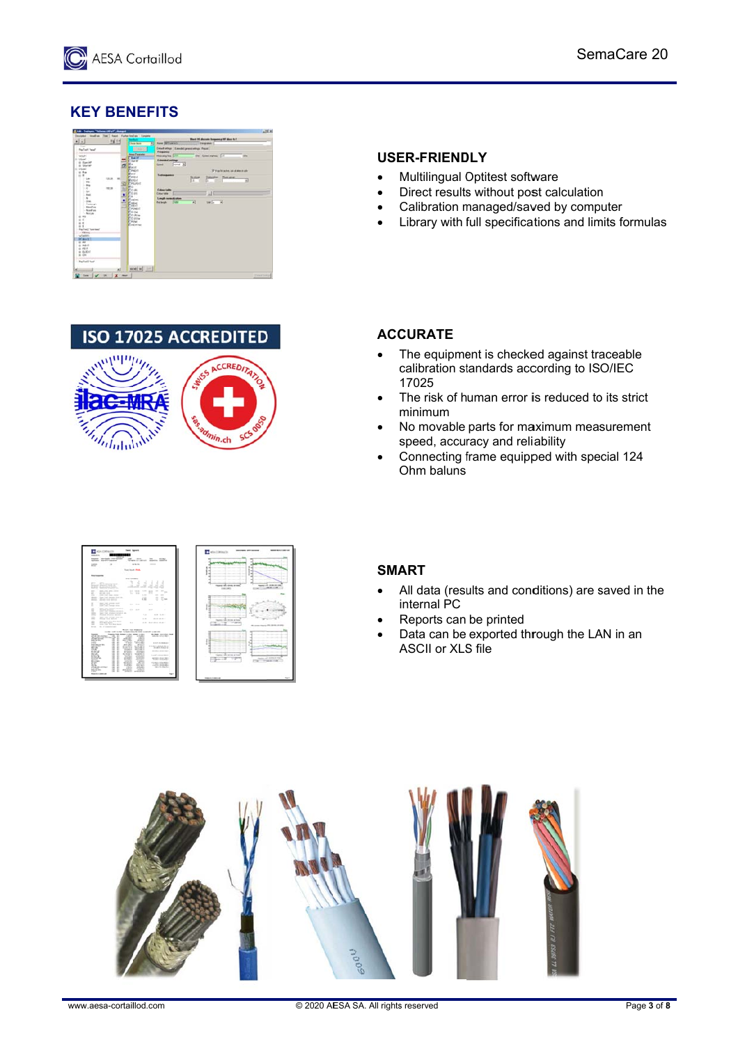## KEY BENEFITS

### USER-FRIENDLY

- Multilingual Optitest software
- Direct results without post calculation
- Calibration managed/saved by computer
- Library with full specifications and limits formulas

ISO 17025 ACCREDITED

### ACCURATE

- The equipment is checked against traceable calibration standards according to ISO/IEC 17025
- The risk of human error is reduced to its strict minimum
- No movable parts for maximum measurement speed, accuracy and reliability
- Connecting frame equipped with special 124 Ohm baluns

### SMART

- All data (results and conditions) are saved in the internal PC
- Reports can be printed
- Data can be exported through the LAN in an ASCII or XLS file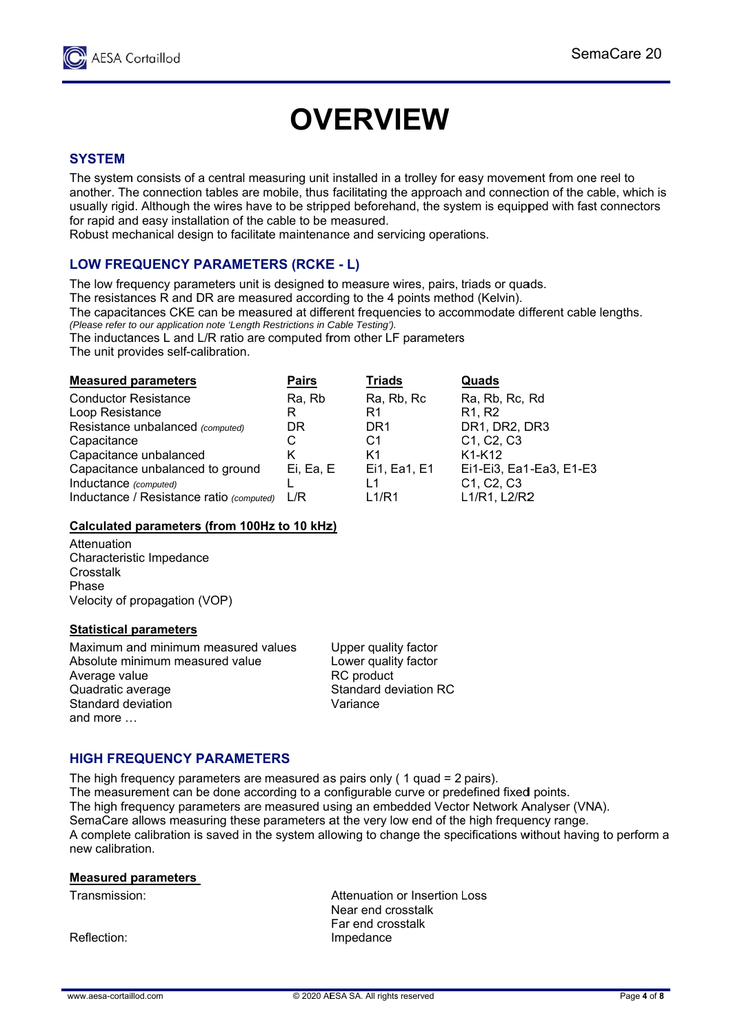# OVERVIEW

## SYSTEM

The system consists of a central measuring unit installed in a trolley for easy movement from one reel to another. The connection tables are mobile, thus facilitating the approach and connection of the cable, which is usually rigid. Although the wires have to be stripped beforehand, the system is equipped with fast connectors for rapid and easy installation of the cable to be measured.
Robust mechanical design to facilitate maintenance and servicing operations.

## LOW FREQUENCY PARAMETERS (RCKE - L)

The low frequency parameters unit is designed to measure wires, pairs, triads or quads.
The resistances R and DR are measured according to the 4 points method (Kelvin).
The capacitances CKE can be measured at different frequencies to accommodate different cable lengths.
*(Please refer to our application note 'Length Restrictions in Cable Testing').*
The inductances L and L/R ratio are computed from other LF parameters
The unit provides self-calibration.

| Measured parameters | Pairs | Triads | Quads |
|---|---|---|---|
| Conductor Resistance | Ra, Rb | Ra, Rb, Rc | Ra, Rb, Rc, Rd |
| Loop Resistance | R | R1 | R1, R2 |
| Resistance unbalanced *(computed)* | DR | DR1 | DR1, DR2, DR3 |
| Capacitance | C | C1 | C1, C2, C3 |
| Capacitance unbalanced | K | K1 | K1-K12 |
| Capacitance unbalanced to ground | Ei, Ea, E | Ei1, Ea1, E1 | Ei1-Ei3, Ea1-Ea3, E1-E3 |
| Inductance *(computed)* | L | L1 | C1, C2, C3 |
| Inductance / Resistance ratio *(computed)* | L/R | L1/R1 | L1/R1, L2/R2 |

**Calculated parameters (from 100Hz to 10 kHz)**

Attenuation
Characteristic Impedance
Crosstalk
Phase
Velocity of propagation (VOP)

**Statistical parameters**

Maximum and minimum measured values
Absolute minimum measured value
Average value
Quadratic average
Standard deviation
and more …

Upper quality factor
Lower quality factor
RC product
Standard deviation RC
Variance

## HIGH FREQUENCY PARAMETERS

The high frequency parameters are measured as pairs only ( 1 quad = 2 pairs).
The measurement can be done according to a configurable curve or predefined fixed points.
The high frequency parameters are measured using an embedded Vector Network Analyser (VNA).
SemaCare allows measuring these parameters at the very low end of the high frequency range.
A complete calibration is saved in the system allowing to change the specifications without having to perform a new calibration.

**Measured parameters**

| | |
|---|---|
| Transmission: | Attenuation or Insertion Loss |
| | Near end crosstalk |
| | Far end crosstalk |
| Reflection: | Impedance |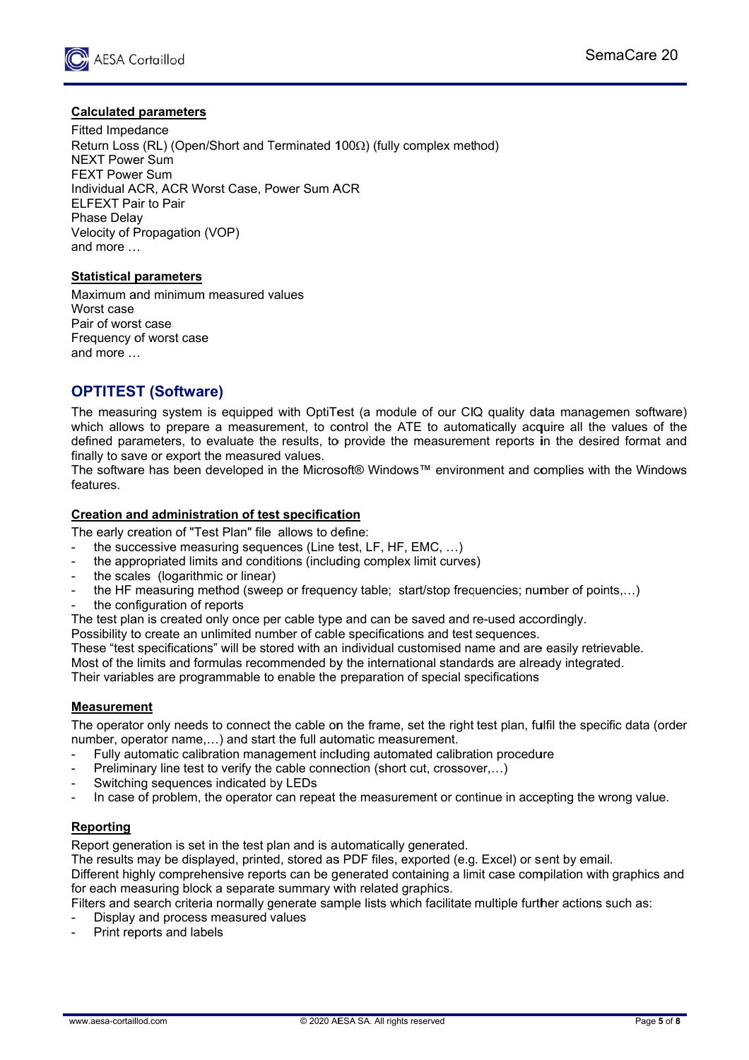**Calculated parameters**

Fitted Impedance
Return Loss (RL) (Open/Short and Terminated 100Ω) (fully complex method)
NEXT Power Sum
FEXT Power Sum
Individual ACR, ACR Worst Case, Power Sum ACR
ELFEXT Pair to Pair
Phase Delay
Velocity of Propagation (VOP)
and more …

**Statistical parameters**

Maximum and minimum measured values
Worst case
Pair of worst case
Frequency of worst case
and more …

## OPTITEST (Software)

The measuring system is equipped with OptiTest (a module of our CIQ quality data managemen software) which allows to prepare a measurement, to control the ATE to automatically acquire all the values of the defined parameters, to evaluate the results, to provide the measurement reports in the desired format and finally to save or export the measured values.
The software has been developed in the Microsoft® Windows™ environment and complies with the Windows features.

**Creation and administration of test specification**

The early creation of "Test Plan" file allows to define:

- the successive measuring sequences (Line test, LF, HF, EMC, …)
- the appropriated limits and conditions (including complex limit curves)
- the scales (logarithmic or linear)
- the HF measuring method (sweep or frequency table; start/stop frequencies; number of points,…)
- the configuration of reports

The test plan is created only once per cable type and can be saved and re-used accordingly.
Possibility to create an unlimited number of cable specifications and test sequences.
These “test specifications” will be stored with an individual customised name and are easily retrievable.
Most of the limits and formulas recommended by the international standards are already integrated.
Their variables are programmable to enable the preparation of special specifications

**Measurement**

The operator only needs to connect the cable on the frame, set the right test plan, fulfil the specific data (order number, operator name,…) and start the full automatic measurement.

- Fully automatic calibration management including automated calibration procedure
- Preliminary line test to verify the cable connection (short cut, crossover,…)
- Switching sequences indicated by LEDs
- In case of problem, the operator can repeat the measurement or continue in accepting the wrong value.

**Reporting**

Report generation is set in the test plan and is automatically generated.
The results may be displayed, printed, stored as PDF files, exported (e.g. Excel) or sent by email.
Different highly comprehensive reports can be generated containing a limit case compilation with graphics and for each measuring block a separate summary with related graphics.
Filters and search criteria normally generate sample lists which facilitate multiple further actions such as:

- Display and process measured values
- Print reports and labels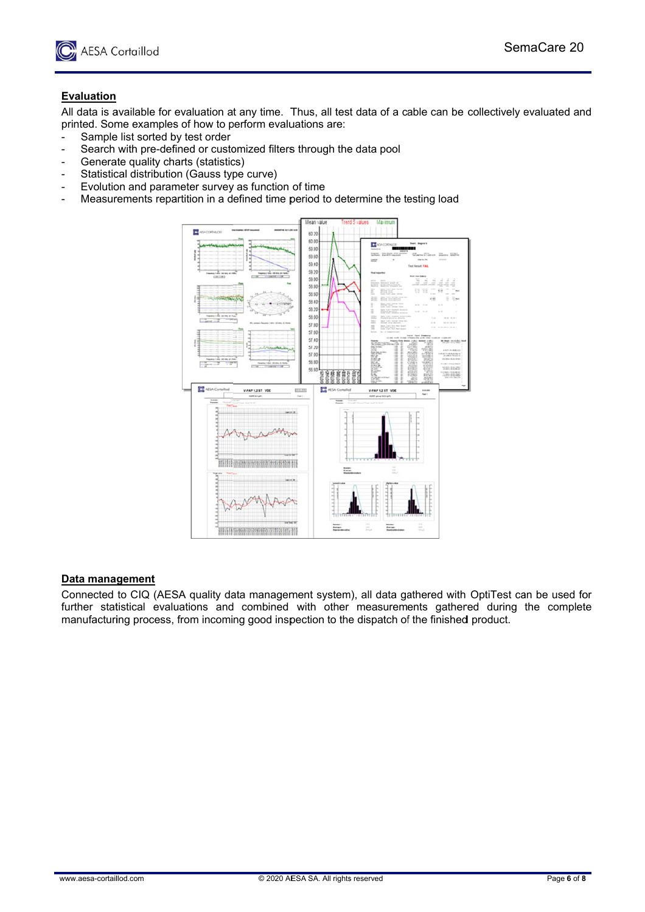## Evaluation

All data is available for evaluation at any time. Thus, all test data of a cable can be collectively evaluated and printed. Some examples of how to perform evaluations are:

- Sample list sorted by test order
- Search with pre-defined or customized filters through the data pool
- Generate quality charts (statistics)
- Statistical distribution (Gauss type curve)
- Evolution and parameter survey as function of time
- Measurements repartition in a defined time period to determine the testing load

## Data management

Connected to CIQ (AESA quality data management system), all data gathered with OptiTest can be used for further statistical evaluations and combined with other measurements gathered during the complete manufacturing process, from incoming good inspection to the dispatch of the finished product.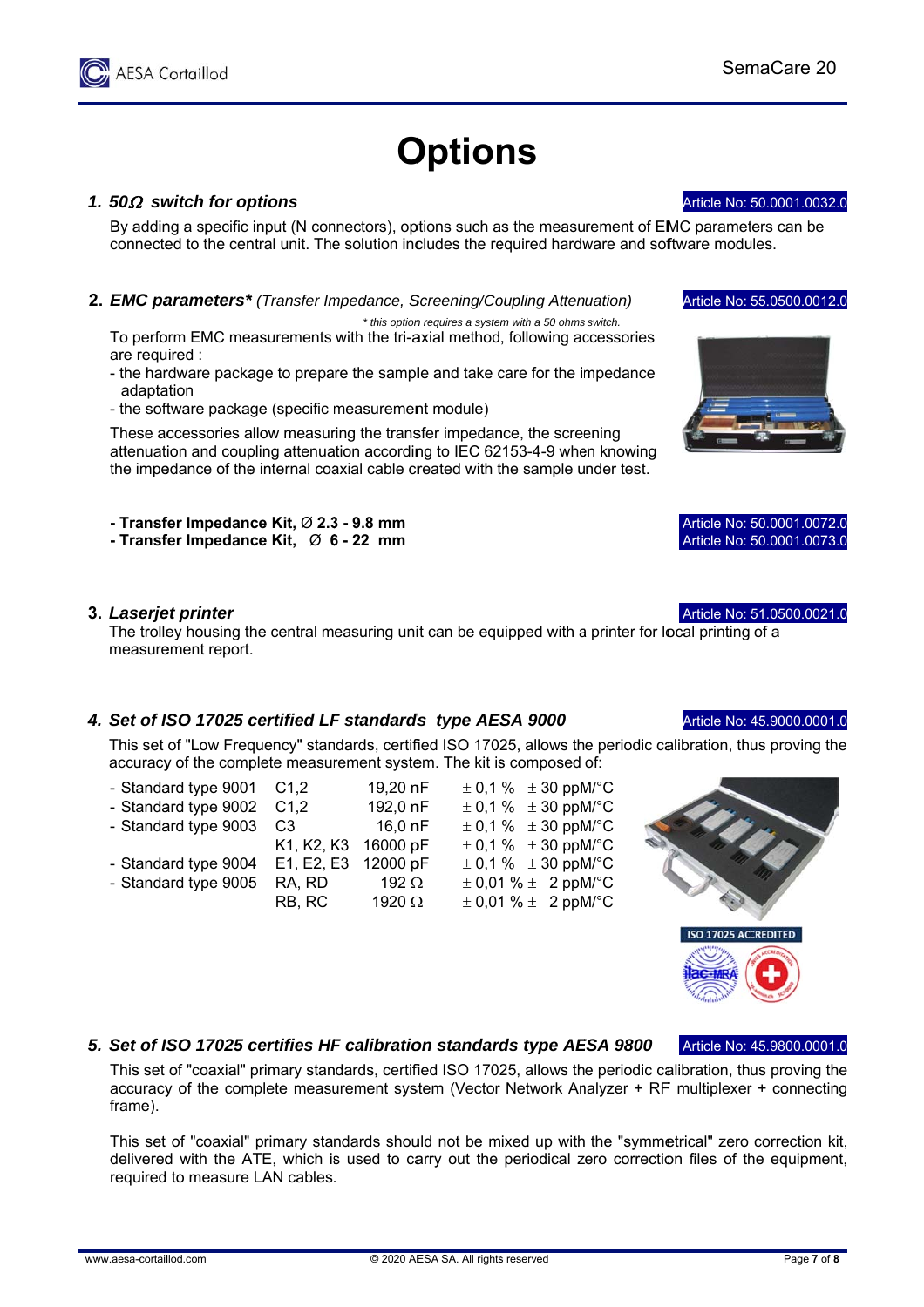# Options

### 1. *50Ω switch for options*

Article No: 50.0001.0032.0

By adding a specific input (N connectors), options such as the measurement of EMC parameters can be connected to the central unit. The solution includes the required hardware and software modules.

### 2. ***EMC parameters**** *(Transfer Impedance, Screening/Coupling Attenuation)*

Article No: 55.0500.0012.0

*\* this option requires a system with a 50 ohms switch.*

To perform EMC measurements with the tri-axial method, following accessories are required :

- the hardware package to prepare the sample and take care for the impedance adaptation
- the software package (specific measurement module)

These accessories allow measuring the transfer impedance, the screening attenuation and coupling attenuation according to IEC 62153-4-9 when knowing the impedance of the internal coaxial cable created with the sample under test.

- **Transfer Impedance Kit, Ø 2.3 - 9.8 mm** — Article No: 50.0001.0072.0
- **Transfer Impedance Kit, Ø 6 - 22 mm** — Article No: 50.0001.0073.0

### 3. *Laserjet printer*

Article No: 51.0500.0021.0

The trolley housing the central measuring unit can be equipped with a printer for local printing of a measurement report.

### 4. *Set of ISO 17025 certified LF standards type AESA 9000*

Article No: 45.9000.0001.0

This set of "Low Frequency" standards, certified ISO 17025, allows the periodic calibration, thus proving the accuracy of the complete measurement system. The kit is composed of:

| | | | | |
|---|---|---|---|---|
| - Standard type 9001 | C1,2 | 19,20 nF | ± 0,1 % | ± 30 ppM/°C |
| - Standard type 9002 | C1,2 | 192,0 nF | ± 0,1 % | ± 30 ppM/°C |
| - Standard type 9003 | C3 | 16,0 nF | ± 0,1 % | ± 30 ppM/°C |
| | K1, K2, K3 | 16000 pF | ± 0,1 % | ± 30 ppM/°C |
| - Standard type 9004 | E1, E2, E3 | 12000 pF | ± 0,1 % | ± 30 ppM/°C |
| - Standard type 9005 | RA, RD | 192 Ω | ± 0,01 % | ± 2 ppM/°C |
| | RB, RC | 1920 Ω | ± 0,01 % | ± 2 ppM/°C |

ISO 17025 ACCREDITED

### 5. *Set of ISO 17025 certifies HF calibration standards type AESA 9800*

Article No: 45.9800.0001.0

This set of "coaxial" primary standards, certified ISO 17025, allows the periodic calibration, thus proving the accuracy of the complete measurement system (Vector Network Analyzer + RF multiplexer + connecting frame).

This set of "coaxial" primary standards should not be mixed up with the "symmetrical" zero correction kit, delivered with the ATE, which is used to carry out the periodical zero correction files of the equipment, required to measure LAN cables.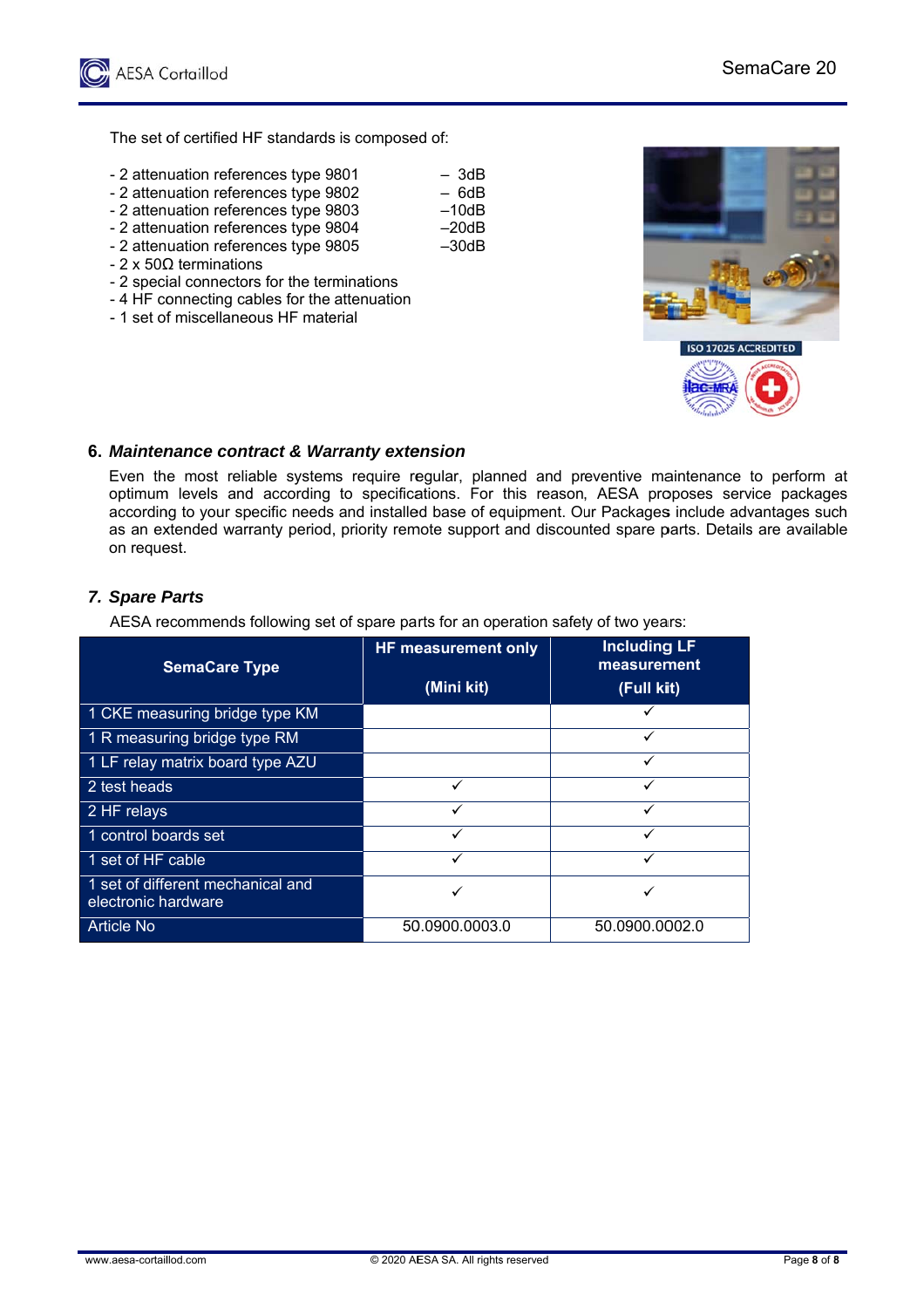The set of certified HF standards is composed of:

- 2 attenuation references type 9801 – 3dB
- 2 attenuation references type 9802 – 6dB
- 2 attenuation references type 9803 –10dB
- 2 attenuation references type 9804 –20dB
- 2 attenuation references type 9805 –30dB
- 2 x 50Ω terminations
- 2 special connectors for the terminations
- 4 HF connecting cables for the attenuation
- 1 set of miscellaneous HF material

## 6. *Maintenance contract & Warranty extension*

Even the most reliable systems require regular, planned and preventive maintenance to perform at optimum levels and according to specifications. For this reason, AESA proposes service packages according to your specific needs and installed base of equipment. Our Packages include advantages such as an extended warranty period, priority remote support and discounted spare parts. Details are available on request.

## 7. *Spare Parts*

AESA recommends following set of spare parts for an operation safety of two years:

| SemaCare Type | HF measurement only (Mini kit) | Including LF measurement (Full kit) |
|---|---|---|
| 1 CKE measuring bridge type KM | | ✓ |
| 1 R measuring bridge type RM | | ✓ |
| 1 LF relay matrix board type AZU | | ✓ |
| 2 test heads | ✓ | ✓ |
| 2 HF relays | ✓ | ✓ |
| 1 control boards set | ✓ | ✓ |
| 1 set of HF cable | ✓ | ✓ |
| 1 set of different mechanical and electronic hardware | ✓ | ✓ |
| Article No | 50.0900.0003.0 | 50.0900.0002.0 |